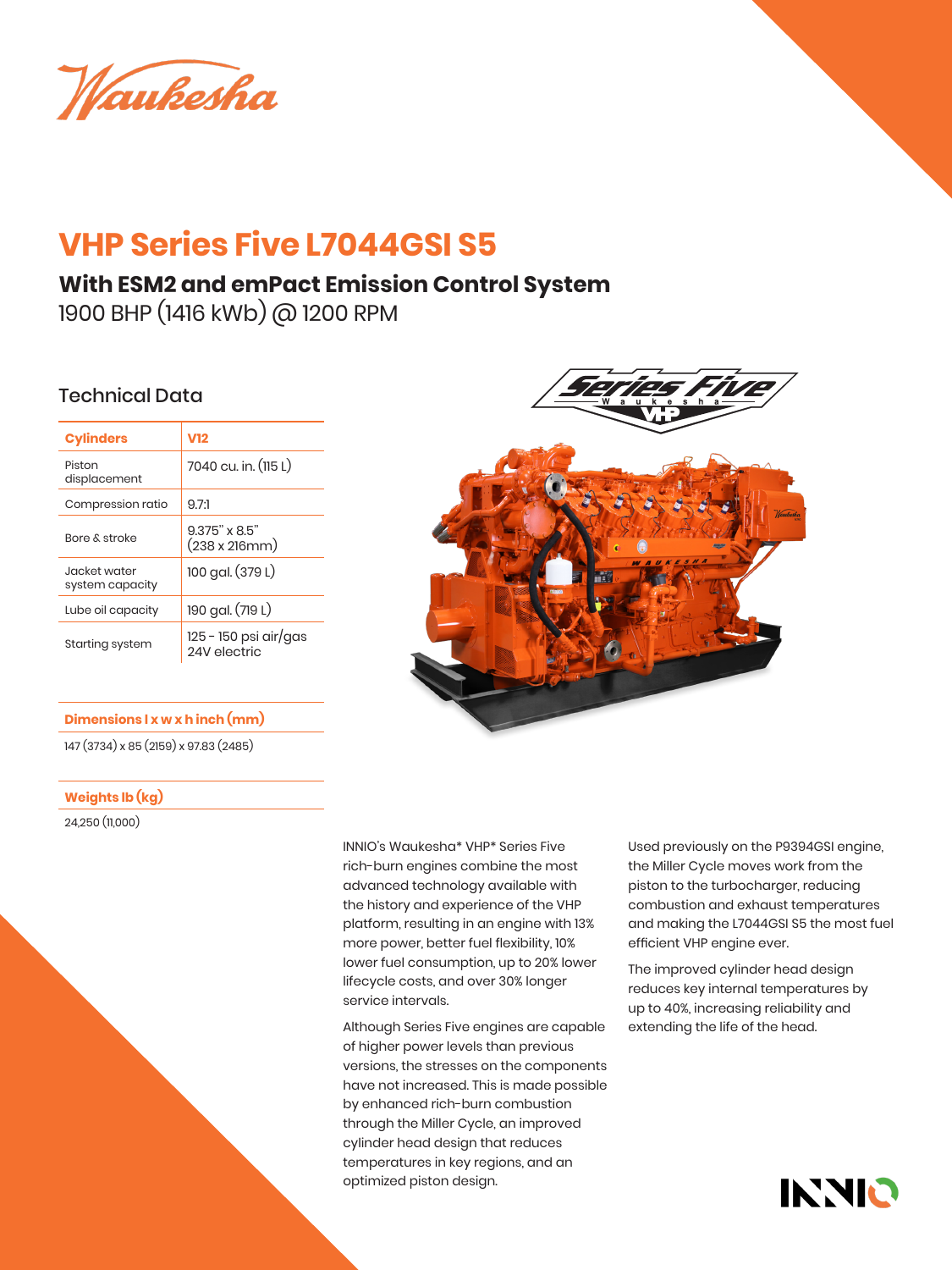Waukesha

# VHP Series Five L7044GSI S5

## With ESM2 and emPact Emission Control System

1900 BHP (1416 kWb) @ 1200 RPM

### Technical Data

| Cylinders | V12 |
|---|---|
| Piston displacement | 7040 cu. in. (115 L) |
| Compression ratio | 9.7:1 |
| Bore & stroke | 9.375" x 8.5" (238 x 216mm) |
| Jacket water system capacity | 100 gal. (379 L) |
| Lube oil capacity | 190 gal. (719 L) |
| Starting system | 125 - 150 psi air/gas<br>24V electric |

**Dimensions l x w x h inch (mm)**

147 (3734) x 85 (2159) x 97.83 (2485)

**Weights lb (kg)**

24,250 (11,000)

INNIO's Waukesha* VHP* Series Five rich-burn engines combine the most advanced technology available with the history and experience of the VHP platform, resulting in an engine with 13% more power, better fuel flexibility, 10% lower fuel consumption, up to 20% lower lifecycle costs, and over 30% longer service intervals.

Although Series Five engines are capable of higher power levels than previous versions, the stresses on the components have not increased. This is made possible by enhanced rich-burn combustion through the Miller Cycle, an improved cylinder head design that reduces temperatures in key regions, and an optimized piston design.

Used previously on the P9394GSI engine, the Miller Cycle moves work from the piston to the turbocharger, reducing combustion and exhaust temperatures and making the L7044GSI S5 the most fuel efficient VHP engine ever.

The improved cylinder head design reduces key internal temperatures by up to 40%, increasing reliability and extending the life of the head.

INNIO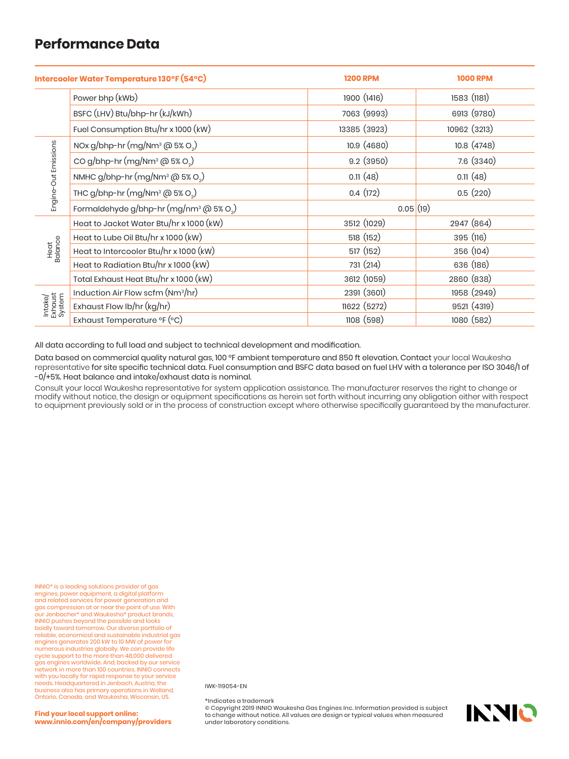## Performance Data

| Intercooler Water Temperature 130°F (54°C) | | 1200 RPM | 1000 RPM |
|---|---|---|---|
| | Power bhp (kWb) | 1900 (1416) | 1583 (1181) |
| | BSFC (LHV) Btu/bhp-hr (kJ/kWh) | 7063 (9993) | 6913 (9780) |
| | Fuel Consumption Btu/hr x 1000 (kW) | 13385 (3923) | 10962 (3213) |
| Engine-Out Emissions | NOx g/bhp-hr (mg/Nm³ @ 5% $O_2$) | 10.9 (4680) | 10.8 (4748) |
| | CO g/bhp-hr (mg/Nm³ @ 5% $O_2$) | 9.2 (3950) | 7.6 (3340) |
| | NMHC g/bhp-hr (mg/Nm³ @ 5% $O_2$) | 0.11 (48) | 0.11 (48) |
| | THC g/bhp-hr (mg/Nm³ @ 5% $O_2$) | 0.4 (172) | 0.5 (220) |
| | Formaldehyde g/bhp-hr (mg/nm³ @ 5% $O_2$) | 0.05 (19) | |
| Heat Balance | Heat to Jacket Water Btu/hr x 1000 (kW) | 3512 (1029) | 2947 (864) |
| | Heat to Lube Oil Btu/hr x 1000 (kW) | 518 (152) | 395 (116) |
| | Heat to Intercooler Btu/hr x 1000 (kW) | 517 (152) | 356 (104) |
| | Heat to Radiation Btu/hr x 1000 (kW) | 731 (214) | 636 (186) |
| | Total Exhaust Heat Btu/hr x 1000 (kW) | 3612 (1059) | 2860 (838) |
| Intake/ Exhaust System | Induction Air Flow scfm (Nm³/hr) | 2391 (3601) | 1958 (2949) |
| | Exhaust Flow lb/hr (kg/hr) | 11622 (5272) | 9521 (4319) |
| | Exhaust Temperature °F (°C) | 1108 (598) | 1080 (582) |

All data according to full load and subject to technical development and modification.

Data based on commercial quality natural gas, 100 °F ambient temperature and 850 ft elevation. Contact your local Waukesha representative for site specific technical data. Fuel consumption and BSFC data based on fuel LHV with a tolerance per ISO 3046/1 of -0/+5%. Heat balance and intake/exhaust data is nominal.

Consult your local Waukesha representative for system application assistance. The manufacturer reserves the right to change or modify without notice, the design or equipment specifications as herein set forth without incurring any obligation either with respect to equipment previously sold or in the process of construction except where otherwise specifically guaranteed by the manufacturer.

INNIO* is a leading solutions provider of gas engines, power equipment, a digital platform and related services for power generation and gas compression at or near the point of use. With our Jenbacher* and Waukesha* product brands, INNIO pushes beyond the possible and looks boldly toward tomorrow. Our diverse portfolio of reliable, economical and sustainable industrial gas engines generates 200 kW to 10 MW of power for numerous industries globally. We can provide life cycle support to the more than 48,000 delivered gas engines worldwide. And, backed by our service network in more than 100 countries, INNIO connects with you locally for rapid response to your service needs. Headquartered in Jenbach, Austria, the business also has primary operations in Welland, Ontario, Canada, and Waukesha, Wisconsin, US.

**Find your local support online:**
**www.innio.com/en/company/providers**

IWK-119054-EN

*Indicates a trademark
© Copyright 2019 INNIO Waukesha Gas Engines Inc. Information provided is subject to change without notice. All values are design or typical values when measured under laboratory conditions.

INNIO